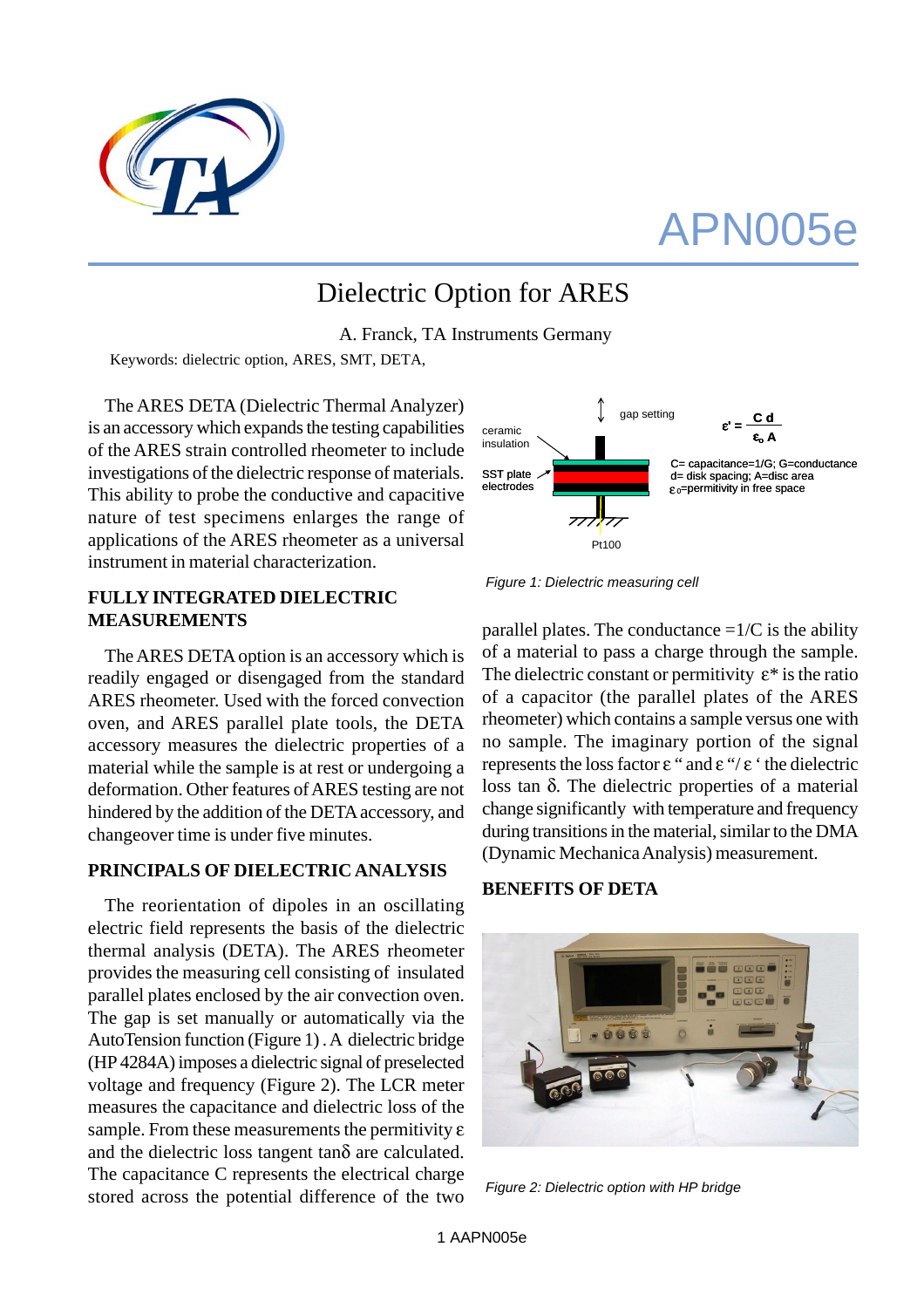APN005e

# Dielectric Option for ARES

A. Franck, TA Instruments Germany

Keywords: dielectric option, ARES, SMT, DETA,

The ARES DETA (Dielectric Thermal Analyzer) is an accessory which expands the testing capabilities of the ARES strain controlled rheometer to include investigations of the dielectric response of materials. This ability to probe the conductive and capacitive nature of test specimens enlarges the range of applications of the ARES rheometer as a universal instrument in material characterization.

## FULLY INTEGRATED DIELECTRIC MEASUREMENTS

The ARES DETA option is an accessory which is readily engaged or disengaged from the standard ARES rheometer. Used with the forced convection oven, and ARES parallel plate tools, the DETA accessory measures the dielectric properties of a material while the sample is at rest or undergoing a deformation. Other features of ARES testing are not hindered by the addition of the DETA accessory, and changeover time is under five minutes.

## PRINCIPALS OF DIELECTRIC ANALYSIS

The reorientation of dipoles in an oscillating electric field represents the basis of the dielectric thermal analysis (DETA). The ARES rheometer provides the measuring cell consisting of insulated parallel plates enclosed by the air convection oven. The gap is set manually or automatically via the AutoTension function (Figure 1) . A dielectric bridge (HP 4284A) imposes a dielectric signal of preselected voltage and frequency (Figure 2). The LCR meter measures the capacitance and dielectric loss of the sample. From these measurements the permitivity $\varepsilon$ and the dielectric loss tangent $\tan\delta$ are calculated. The capacitance C represents the electrical charge stored across the potential difference of the two parallel plates. The conductance =1/C is the ability of a material to pass a charge through the sample. The dielectric constant or permitivity $\varepsilon^*$ is the ratio of a capacitor (the parallel plates of the ARES rheometer) which contains a sample versus one with no sample. The imaginary portion of the signal represents the loss factor $\varepsilon''$ and $\varepsilon'' / \varepsilon'$ the dielectric loss tan $\delta$. The dielectric properties of a material change significantly with temperature and frequency during transitions in the material, similar to the DMA (Dynamic Mechanica Analysis) measurement.

gap setting

ceramic insulation

SST plate electrodes

Pt100

$$\varepsilon' = \frac{C\,d}{\varepsilon_0\,A}$$

C= capacitance=1/G; G=conductance
d= disk spacing; A=disc area
$\varepsilon_0$=permitivity in free space

*Figure 1: Dielectric measuring cell*

## BENEFITS OF DETA

*Figure 2: Dielectric option with HP bridge*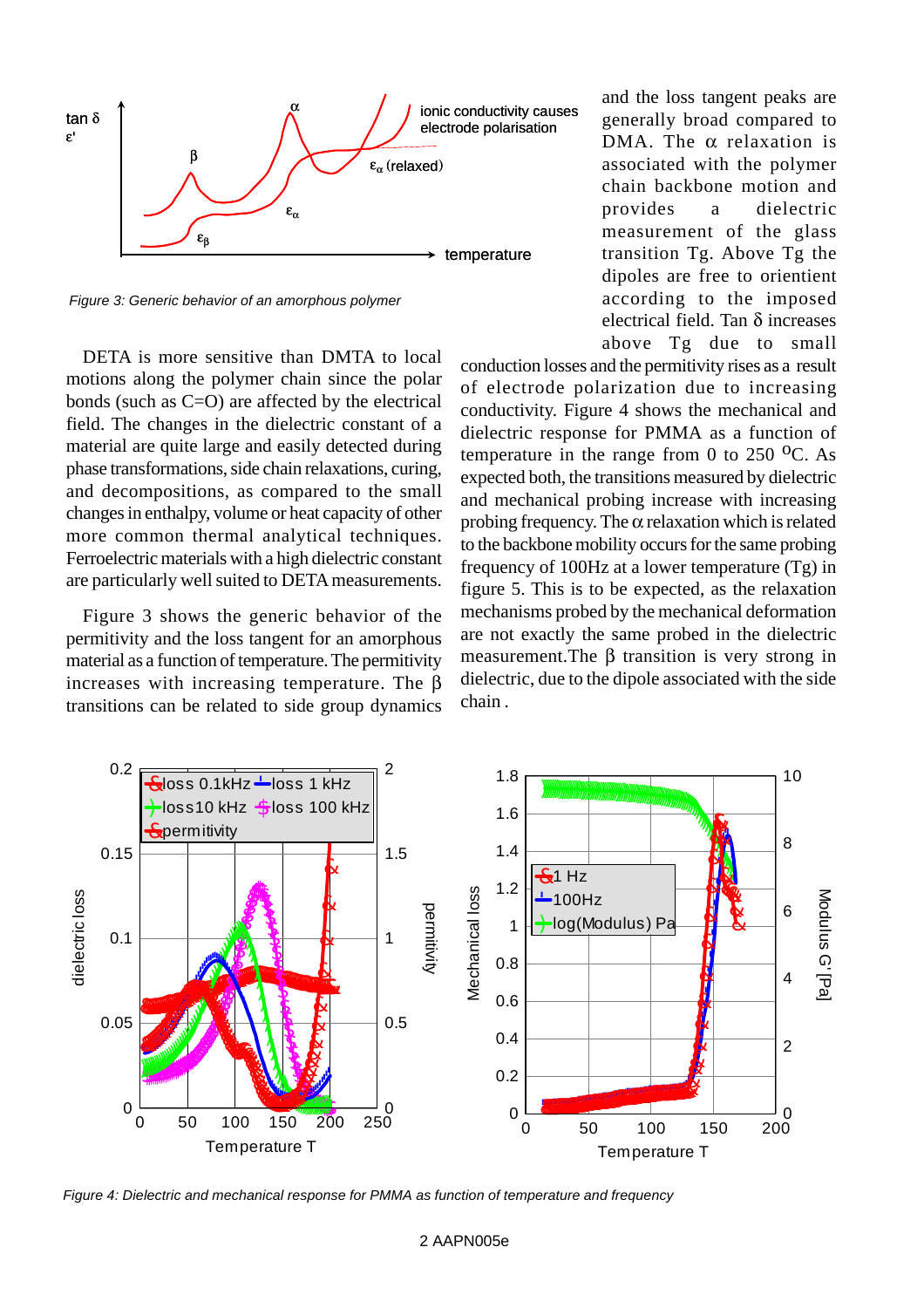tan δ
ε'

β

α

ionic conductivity causes electrode polarisation

$\varepsilon_\alpha$ (relaxed)

$\varepsilon_\alpha$

$\varepsilon_\beta$

temperature

*Figure 3: Generic behavior of an amorphous polymer*

DETA is more sensitive than DMTA to local motions along the polymer chain since the polar bonds (such as C=O) are affected by the electrical field. The changes in the dielectric constant of a material are quite large and easily detected during phase transformations, side chain relaxations, curing, and decompositions, as compared to the small changes in enthalpy, volume or heat capacity of other more common thermal analytical techniques. Ferroelectric materials with a high dielectric constant are particularly well suited to DETA measurements.

Figure 3 shows the generic behavior of the permitivity and the loss tangent for an amorphous material as a function of temperature. The permitivity increases with increasing temperature. The β transitions can be related to side group dynamics and the loss tangent peaks are generally broad compared to DMA. The α relaxation is associated with the polymer chain backbone motion and provides a dielectric measurement of the glass transition Tg. Above Tg the dipoles are free to orientient according to the imposed electrical field. Tan δ increases above Tg due to small conduction losses and the permitivity rises as a result of electrode polarization due to increasing conductivity. Figure 4 shows the mechanical and dielectric response for PMMA as a function of temperature in the range from 0 to 250 $^{0}$C. As expected both, the transitions measured by dielectric and mechanical probing increase with increasing probing frequency. The α relaxation which is related to the backbone mobility occurs for the same probing frequency of 100Hz at a lower temperature (Tg) in figure 5. This is to be expected, as the relaxation mechanisms probed by the mechanical deformation are not exactly the same probed in the dielectric measurement.The β transition is very strong in dielectric, due to the dipole associated with the side chain .

*Figure 4: Dielectric and mechanical response for PMMA as function of temperature and frequency*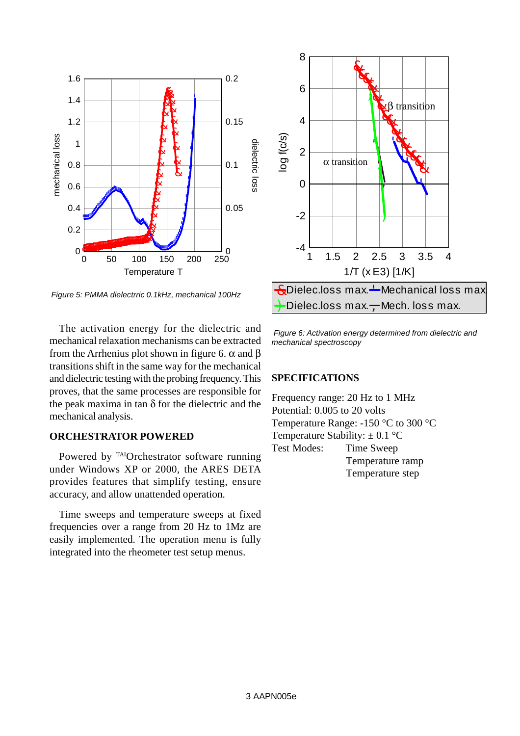1.6
1.4
1.2
1
0.8
0.6
0.4
0.2
0

mechanical loss

0.2
0.15
0.1
0.05
0

dielectric loss

0 50 100 150 200 250

Temperature T

*Figure 5: PMMA dielectrric 0.1kHz, mechanical 100Hz*

8
6
4
2
0
-2
-4

log f(c/s)

β transition

α transition

1 1.5 2 2.5 3 3.5 4

1/T (x E3) [1/K]

Dielec.loss max. Mechanical loss max.
Dielec.loss max. Mech. loss max.

*Figure 6: Activation energy determined from dielectric and mechanical spectroscopy*

The activation energy for the dielectric and mechanical relaxation mechanisms can be extracted from the Arrhenius plot shown in figure 6. α and β transitions shift in the same way for the mechanical and dielectric testing with the probing frequency. This proves, that the same processes are responsible for the peak maxima in tan δ for the dielectric and the mechanical analysis.

## ORCHESTRATOR POWERED

Powered by [TAI]Orchestrator software running under Windows XP or 2000, the ARES DETA provides features that simplify testing, ensure accuracy, and allow unattended operation.

Time sweeps and temperature sweeps at fixed frequencies over a range from 20 Hz to 1Mz are easily implemented. The operation menu is fully integrated into the rheometer test setup menus.

## SPECIFICATIONS

Frequency range: 20 Hz to 1 MHz
Potential: 0.005 to 20 volts
Temperature Range: -150 °C to 300 °C
Temperature Stability: ± 0.1 °C
Test Modes: Time Sweep
Temperature ramp
Temperature step